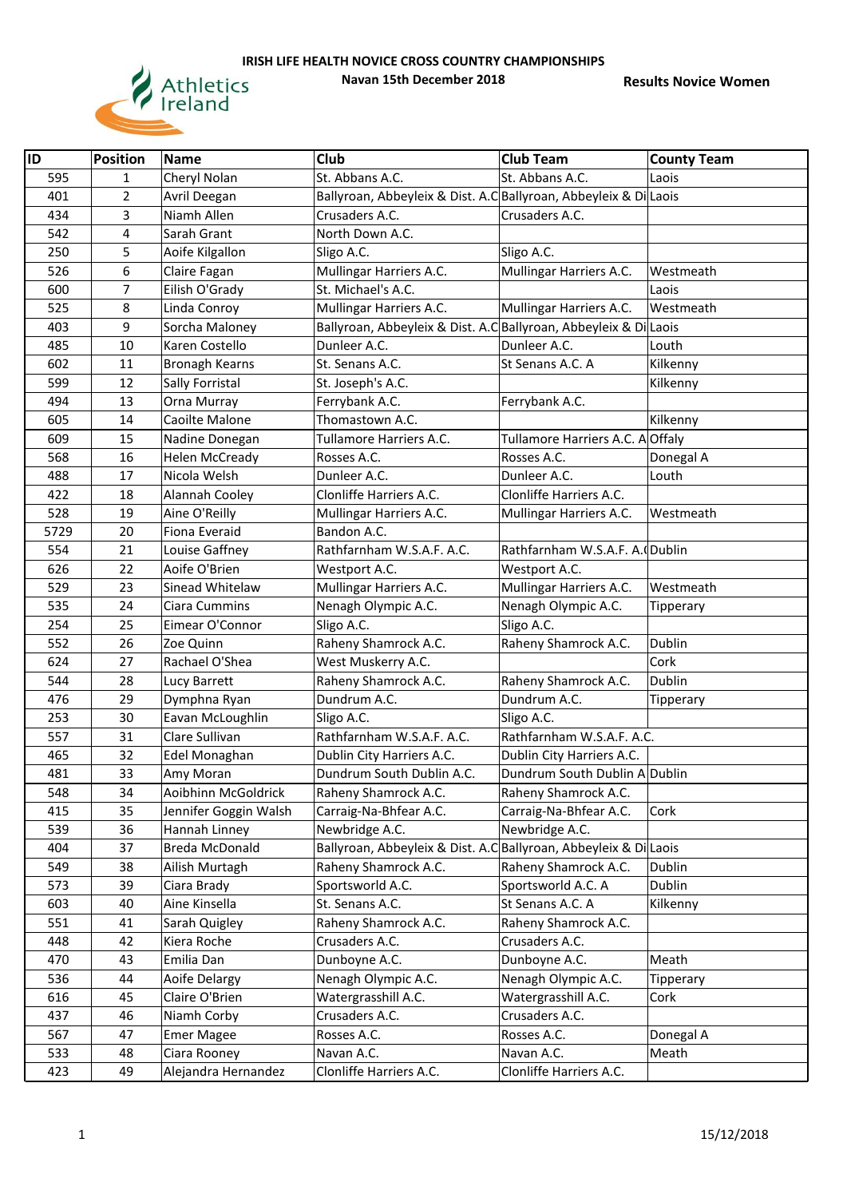# IRISH LIFE HEALTH NOVICE CROSS COUNTRY CHAMPIONSHIPS

**Navan 15th December 2018**

**Results Novice Women**

| ID | Position | Name | Club | Club Team | County Team |
|---|---|---|---|---|---|
| 595 | 1 | Cheryl Nolan | St. Abbans A.C. | St. Abbans A.C. | Laois |
| 401 | 2 | Avril Deegan | Ballyroan, Abbeyleix & Dist. A.C | Ballyroan, Abbeyleix & Di | Laois |
| 434 | 3 | Niamh Allen | Crusaders A.C. | Crusaders A.C. | |
| 542 | 4 | Sarah Grant | North Down A.C. | | |
| 250 | 5 | Aoife Kilgallon | Sligo A.C. | Sligo A.C. | |
| 526 | 6 | Claire Fagan | Mullingar Harriers A.C. | Mullingar Harriers A.C. | Westmeath |
| 600 | 7 | Eilish O'Grady | St. Michael's A.C. | | Laois |
| 525 | 8 | Linda Conroy | Mullingar Harriers A.C. | Mullingar Harriers A.C. | Westmeath |
| 403 | 9 | Sorcha Maloney | Ballyroan, Abbeyleix & Dist. A.C | Ballyroan, Abbeyleix & Di | Laois |
| 485 | 10 | Karen Costello | Dunleer A.C. | Dunleer A.C. | Louth |
| 602 | 11 | Bronagh Kearns | St. Senans A.C. | St Senans A.C. A | Kilkenny |
| 599 | 12 | Sally Forristal | St. Joseph's A.C. | | Kilkenny |
| 494 | 13 | Orna Murray | Ferrybank A.C. | Ferrybank A.C. | |
| 605 | 14 | Caoilte Malone | Thomastown A.C. | | Kilkenny |
| 609 | 15 | Nadine Donegan | Tullamore Harriers A.C. | Tullamore Harriers A.C. A | Offaly |
| 568 | 16 | Helen McCready | Rosses A.C. | Rosses A.C. | Donegal A |
| 488 | 17 | Nicola Welsh | Dunleer A.C. | Dunleer A.C. | Louth |
| 422 | 18 | Alannah Cooley | Clonliffe Harriers A.C. | Clonliffe Harriers A.C. | |
| 528 | 19 | Aine O'Reilly | Mullingar Harriers A.C. | Mullingar Harriers A.C. | Westmeath |
| 5729 | 20 | Fiona Everaid | Bandon A.C. | | |
| 554 | 21 | Louise Gaffney | Rathfarnham W.S.A.F. A.C. | Rathfarnham W.S.A.F. A.( | Dublin |
| 626 | 22 | Aoife O'Brien | Westport A.C. | Westport A.C. | |
| 529 | 23 | Sinead Whitelaw | Mullingar Harriers A.C. | Mullingar Harriers A.C. | Westmeath |
| 535 | 24 | Ciara Cummins | Nenagh Olympic A.C. | Nenagh Olympic A.C. | Tipperary |
| 254 | 25 | Eimear O'Connor | Sligo A.C. | Sligo A.C. | |
| 552 | 26 | Zoe Quinn | Raheny Shamrock A.C. | Raheny Shamrock A.C. | Dublin |
| 624 | 27 | Rachael O'Shea | West Muskerry A.C. | | Cork |
| 544 | 28 | Lucy Barrett | Raheny Shamrock A.C. | Raheny Shamrock A.C. | Dublin |
| 476 | 29 | Dymphna Ryan | Dundrum A.C. | Dundrum A.C. | Tipperary |
| 253 | 30 | Eavan McLoughlin | Sligo A.C. | Sligo A.C. | |
| 557 | 31 | Clare Sullivan | Rathfarnham W.S.A.F. A.C. | Rathfarnham W.S.A.F. A.C. | |
| 465 | 32 | Edel Monaghan | Dublin City Harriers A.C. | Dublin City Harriers A.C. | |
| 481 | 33 | Amy Moran | Dundrum South Dublin A.C. | Dundrum South Dublin A | Dublin |
| 548 | 34 | Aoibhinn McGoldrick | Raheny Shamrock A.C. | Raheny Shamrock A.C. | |
| 415 | 35 | Jennifer Goggin Walsh | Carraig-Na-Bhfear A.C. | Carraig-Na-Bhfear A.C. | Cork |
| 539 | 36 | Hannah Linney | Newbridge A.C. | Newbridge A.C. | |
| 404 | 37 | Breda McDonald | Ballyroan, Abbeyleix & Dist. A.C | Ballyroan, Abbeyleix & Di | Laois |
| 549 | 38 | Ailish Murtagh | Raheny Shamrock A.C. | Raheny Shamrock A.C. | Dublin |
| 573 | 39 | Ciara Brady | Sportsworld A.C. | Sportsworld A.C. A | Dublin |
| 603 | 40 | Aine Kinsella | St. Senans A.C. | St Senans A.C. A | Kilkenny |
| 551 | 41 | Sarah Quigley | Raheny Shamrock A.C. | Raheny Shamrock A.C. | |
| 448 | 42 | Kiera Roche | Crusaders A.C. | Crusaders A.C. | |
| 470 | 43 | Emilia Dan | Dunboyne A.C. | Dunboyne A.C. | Meath |
| 536 | 44 | Aoife Delargy | Nenagh Olympic A.C. | Nenagh Olympic A.C. | Tipperary |
| 616 | 45 | Claire O'Brien | Watergrasshill A.C. | Watergrasshill A.C. | Cork |
| 437 | 46 | Niamh Corby | Crusaders A.C. | Crusaders A.C. | |
| 567 | 47 | Emer Magee | Rosses A.C. | Rosses A.C. | Donegal A |
| 533 | 48 | Ciara Rooney | Navan A.C. | Navan A.C. | Meath |
| 423 | 49 | Alejandra Hernandez | Clonliffe Harriers A.C. | Clonliffe Harriers A.C. | |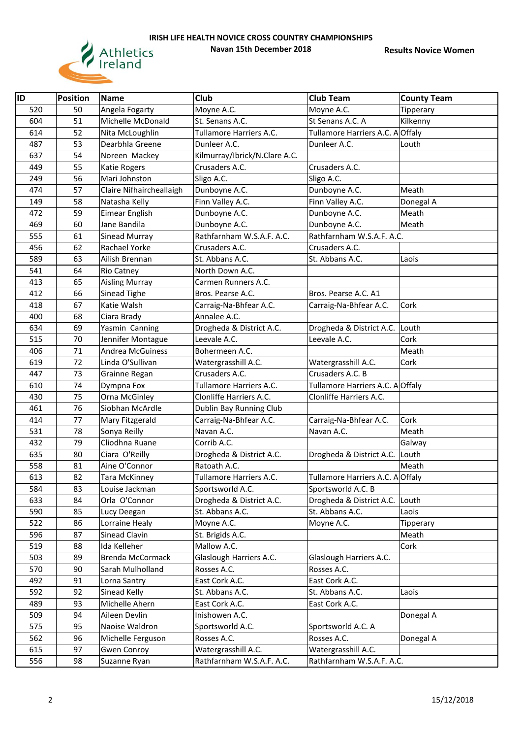**IRISH LIFE HEALTH NOVICE CROSS COUNTRY CHAMPIONSHIPS**

**Navan 15th December 2018**

**Results Novice Women**

| ID | Position | Name | Club | Club Team | County Team |
|---|---|---|---|---|---|
| 520 | 50 | Angela Fogarty | Moyne A.C. | Moyne A.C. | Tipperary |
| 604 | 51 | Michelle McDonald | St. Senans A.C. | St Senans A.C. A | Kilkenny |
| 614 | 52 | Nita McLoughlin | Tullamore Harriers A.C. | Tullamore Harriers A.C. A | Offaly |
| 487 | 53 | Dearbhla Greene | Dunleer A.C. | Dunleer A.C. | Louth |
| 637 | 54 | Noreen Mackey | Kilmurray/Ibrick/N.Clare A.C. | | |
| 449 | 55 | Katie Rogers | Crusaders A.C. | Crusaders A.C. | |
| 249 | 56 | Mari Johnston | Sligo A.C. | Sligo A.C. | |
| 474 | 57 | Claire Nifhaircheallaigh | Dunboyne A.C. | Dunboyne A.C. | Meath |
| 149 | 58 | Natasha Kelly | Finn Valley A.C. | Finn Valley A.C. | Donegal A |
| 472 | 59 | Eimear English | Dunboyne A.C. | Dunboyne A.C. | Meath |
| 469 | 60 | Jane Bandila | Dunboyne A.C. | Dunboyne A.C. | Meath |
| 555 | 61 | Sinead Murray | Rathfarnham W.S.A.F. A.C. | Rathfarnham W.S.A.F. A.C. | |
| 456 | 62 | Rachael Yorke | Crusaders A.C. | Crusaders A.C. | |
| 589 | 63 | Ailish Brennan | St. Abbans A.C. | St. Abbans A.C. | Laois |
| 541 | 64 | Rio Catney | North Down A.C. | | |
| 413 | 65 | Aisling Murray | Carmen Runners A.C. | | |
| 412 | 66 | Sinead Tighe | Bros. Pearse A.C. | Bros. Pearse A.C. A1 | |
| 418 | 67 | Katie Walsh | Carraig-Na-Bhfear A.C. | Carraig-Na-Bhfear A.C. | Cork |
| 400 | 68 | Ciara Brady | Annalee A.C. | | |
| 634 | 69 | Yasmin Canning | Drogheda & District A.C. | Drogheda & District A.C. | Louth |
| 515 | 70 | Jennifer Montague | Leevale A.C. | Leevale A.C. | Cork |
| 406 | 71 | Andrea McGuiness | Bohermeen A.C. | | Meath |
| 619 | 72 | Linda O'Sullivan | Watergrasshill A.C. | Watergrasshill A.C. | Cork |
| 447 | 73 | Grainne Regan | Crusaders A.C. | Crusaders A.C. B | |
| 610 | 74 | Dympna Fox | Tullamore Harriers A.C. | Tullamore Harriers A.C. A | Offaly |
| 430 | 75 | Orna McGinley | Clonliffe Harriers A.C. | Clonliffe Harriers A.C. | |
| 461 | 76 | Siobhan McArdle | Dublin Bay Running Club | | |
| 414 | 77 | Mary Fitzgerald | Carraig-Na-Bhfear A.C. | Carraig-Na-Bhfear A.C. | Cork |
| 531 | 78 | Sonya Reilly | Navan A.C. | Navan A.C. | Meath |
| 432 | 79 | Cliodhna Ruane | Corrib A.C. | | Galway |
| 635 | 80 | Ciara O'Reilly | Drogheda & District A.C. | Drogheda & District A.C. | Louth |
| 558 | 81 | Aine O'Connor | Ratoath A.C. | | Meath |
| 613 | 82 | Tara McKinney | Tullamore Harriers A.C. | Tullamore Harriers A.C. A | Offaly |
| 584 | 83 | Louise Jackman | Sportsworld A.C. | Sportsworld A.C. B | |
| 633 | 84 | Orla O'Connor | Drogheda & District A.C. | Drogheda & District A.C. | Louth |
| 590 | 85 | Lucy Deegan | St. Abbans A.C. | St. Abbans A.C. | Laois |
| 522 | 86 | Lorraine Healy | Moyne A.C. | Moyne A.C. | Tipperary |
| 596 | 87 | Sinead Clavin | St. Brigids A.C. | | Meath |
| 519 | 88 | Ida Kelleher | Mallow A.C. | | Cork |
| 503 | 89 | Brenda McCormack | Glaslough Harriers A.C. | Glaslough Harriers A.C. | |
| 570 | 90 | Sarah Mulholland | Rosses A.C. | Rosses A.C. | |
| 492 | 91 | Lorna Santry | East Cork A.C. | East Cork A.C. | |
| 592 | 92 | Sinead Kelly | St. Abbans A.C. | St. Abbans A.C. | Laois |
| 489 | 93 | Michelle Ahern | East Cork A.C. | East Cork A.C. | |
| 509 | 94 | Aileen Devlin | Inishowen A.C. | | Donegal A |
| 575 | 95 | Naoise Waldron | Sportsworld A.C. | Sportsworld A.C. A | |
| 562 | 96 | Michelle Ferguson | Rosses A.C. | Rosses A.C. | Donegal A |
| 615 | 97 | Gwen Conroy | Watergrasshill A.C. | Watergrasshill A.C. | |
| 556 | 98 | Suzanne Ryan | Rathfarnham W.S.A.F. A.C. | Rathfarnham W.S.A.F. A.C. | |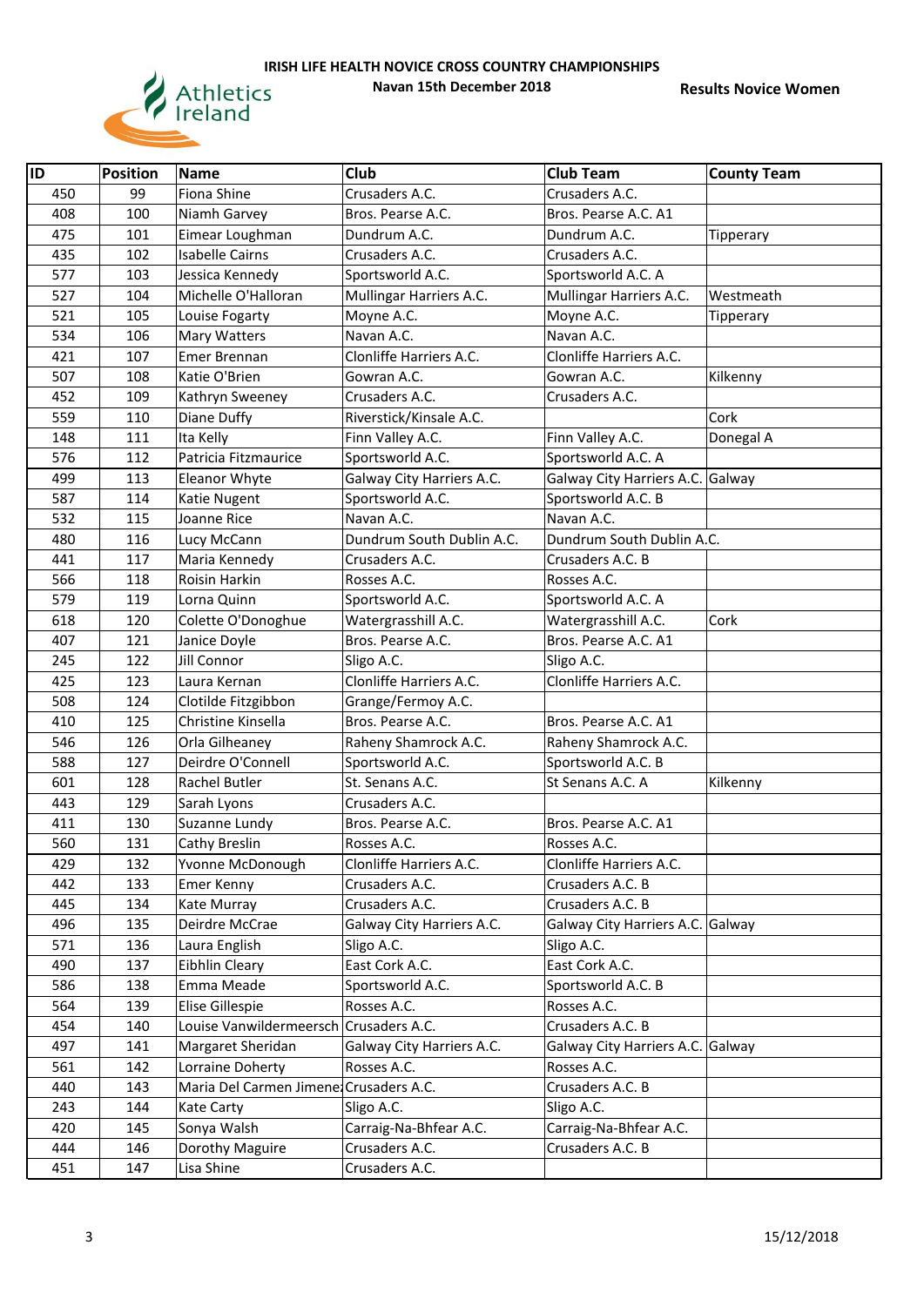**IRISH LIFE HEALTH NOVICE CROSS COUNTRY CHAMPIONSHIPS**

**Navan 15th December 2018**

**Results Novice Women**

| ID | Position | Name | Club | Club Team | County Team |
|---|---|---|---|---|---|
| 450 | 99 | Fiona Shine | Crusaders A.C. | Crusaders A.C. | |
| 408 | 100 | Niamh Garvey | Bros. Pearse A.C. | Bros. Pearse A.C. A1 | |
| 475 | 101 | Eimear Loughman | Dundrum A.C. | Dundrum A.C. | Tipperary |
| 435 | 102 | Isabelle Cairns | Crusaders A.C. | Crusaders A.C. | |
| 577 | 103 | Jessica Kennedy | Sportsworld A.C. | Sportsworld A.C. A | |
| 527 | 104 | Michelle O'Halloran | Mullingar Harriers A.C. | Mullingar Harriers A.C. | Westmeath |
| 521 | 105 | Louise Fogarty | Moyne A.C. | Moyne A.C. | Tipperary |
| 534 | 106 | Mary Watters | Navan A.C. | Navan A.C. | |
| 421 | 107 | Emer Brennan | Clonliffe Harriers A.C. | Clonliffe Harriers A.C. | |
| 507 | 108 | Katie O'Brien | Gowran A.C. | Gowran A.C. | Kilkenny |
| 452 | 109 | Kathryn Sweeney | Crusaders A.C. | Crusaders A.C. | |
| 559 | 110 | Diane Duffy | Riverstick/Kinsale A.C. | | Cork |
| 148 | 111 | Ita Kelly | Finn Valley A.C. | Finn Valley A.C. | Donegal A |
| 576 | 112 | Patricia Fitzmaurice | Sportsworld A.C. | Sportsworld A.C. A | |
| 499 | 113 | Eleanor Whyte | Galway City Harriers A.C. | Galway City Harriers A.C. | Galway |
| 587 | 114 | Katie Nugent | Sportsworld A.C. | Sportsworld A.C. B | |
| 532 | 115 | Joanne Rice | Navan A.C. | Navan A.C. | |
| 480 | 116 | Lucy McCann | Dundrum South Dublin A.C. | Dundrum South Dublin A.C. | |
| 441 | 117 | Maria Kennedy | Crusaders A.C. | Crusaders A.C. B | |
| 566 | 118 | Roisin Harkin | Rosses A.C. | Rosses A.C. | |
| 579 | 119 | Lorna Quinn | Sportsworld A.C. | Sportsworld A.C. A | |
| 618 | 120 | Colette O'Donoghue | Watergrasshill A.C. | Watergrasshill A.C. | Cork |
| 407 | 121 | Janice Doyle | Bros. Pearse A.C. | Bros. Pearse A.C. A1 | |
| 245 | 122 | Jill Connor | Sligo A.C. | Sligo A.C. | |
| 425 | 123 | Laura Kernan | Clonliffe Harriers A.C. | Clonliffe Harriers A.C. | |
| 508 | 124 | Clotilde Fitzgibbon | Grange/Fermoy A.C. | | |
| 410 | 125 | Christine Kinsella | Bros. Pearse A.C. | Bros. Pearse A.C. A1 | |
| 546 | 126 | Orla Gilheaney | Raheny Shamrock A.C. | Raheny Shamrock A.C. | |
| 588 | 127 | Deirdre O'Connell | Sportsworld A.C. | Sportsworld A.C. B | |
| 601 | 128 | Rachel Butler | St. Senans A.C. | St Senans A.C. A | Kilkenny |
| 443 | 129 | Sarah Lyons | Crusaders A.C. | | |
| 411 | 130 | Suzanne Lundy | Bros. Pearse A.C. | Bros. Pearse A.C. A1 | |
| 560 | 131 | Cathy Breslin | Rosses A.C. | Rosses A.C. | |
| 429 | 132 | Yvonne McDonough | Clonliffe Harriers A.C. | Clonliffe Harriers A.C. | |
| 442 | 133 | Emer Kenny | Crusaders A.C. | Crusaders A.C. B | |
| 445 | 134 | Kate Murray | Crusaders A.C. | Crusaders A.C. B | |
| 496 | 135 | Deirdre McCrae | Galway City Harriers A.C. | Galway City Harriers A.C. | Galway |
| 571 | 136 | Laura English | Sligo A.C. | Sligo A.C. | |
| 490 | 137 | Eibhlin Cleary | East Cork A.C. | East Cork A.C. | |
| 586 | 138 | Emma Meade | Sportsworld A.C. | Sportsworld A.C. B | |
| 564 | 139 | Elise Gillespie | Rosses A.C. | Rosses A.C. | |
| 454 | 140 | Louise Vanwildermeersch | Crusaders A.C. | Crusaders A.C. B | |
| 497 | 141 | Margaret Sheridan | Galway City Harriers A.C. | Galway City Harriers A.C. | Galway |
| 561 | 142 | Lorraine Doherty | Rosses A.C. | Rosses A.C. | |
| 440 | 143 | Maria Del Carmen Jimene | Crusaders A.C. | Crusaders A.C. B | |
| 243 | 144 | Kate Carty | Sligo A.C. | Sligo A.C. | |
| 420 | 145 | Sonya Walsh | Carraig-Na-Bhfear A.C. | Carraig-Na-Bhfear A.C. | |
| 444 | 146 | Dorothy Maguire | Crusaders A.C. | Crusaders A.C. B | |
| 451 | 147 | Lisa Shine | Crusaders A.C. | | |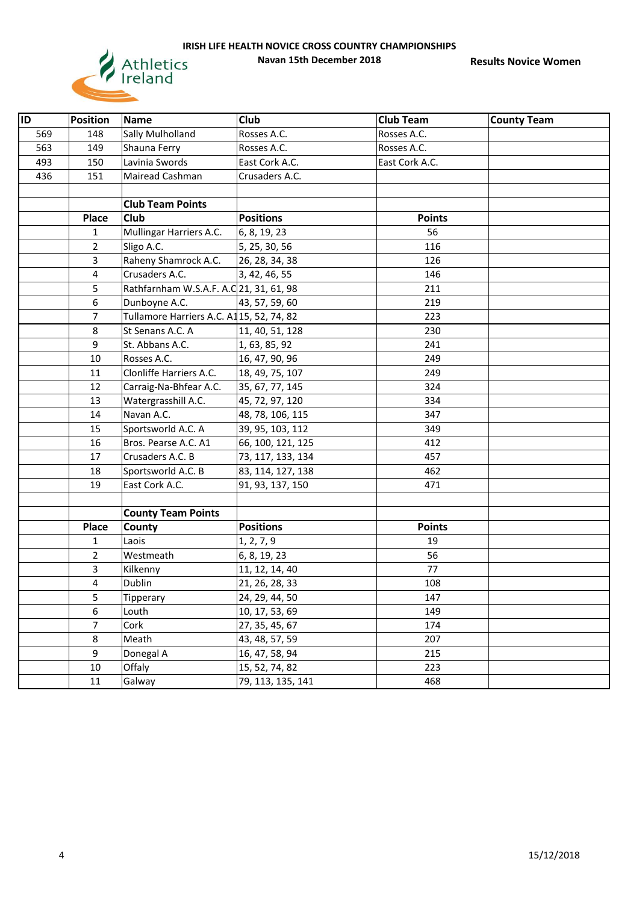IRISH LIFE HEALTH NOVICE CROSS COUNTRY CHAMPIONSHIPS

Navan 15th December 2018

**Results Novice Women**

| ID | Position | Name | Club | Club Team | County Team |
|---|---|---|---|---|---|
| 569 | 148 | Sally Mulholland | Rosses A.C. | Rosses A.C. | |
| 563 | 149 | Shauna Ferry | Rosses A.C. | Rosses A.C. | |
| 493 | 150 | Lavinia Swords | East Cork A.C. | East Cork A.C. | |
| 436 | 151 | Mairead Cashman | Crusaders A.C. | | |
| | | | | | |
| | | **Club Team Points** | | | |
| | **Place** | **Club** | **Positions** | **Points** | |
| | 1 | Mullingar Harriers A.C. | 6, 8, 19, 23 | 56 | |
| | 2 | Sligo A.C. | 5, 25, 30, 56 | 116 | |
| | 3 | Raheny Shamrock A.C. | 26, 28, 34, 38 | 126 | |
| | 4 | Crusaders A.C. | 3, 42, 46, 55 | 146 | |
| | 5 | Rathfarnham W.S.A.F. A.C | 21, 31, 61, 98 | 211 | |
| | 6 | Dunboyne A.C. | 43, 57, 59, 60 | 219 | |
| | 7 | Tullamore Harriers A.C. A1 | 15, 52, 74, 82 | 223 | |
| | 8 | St Senans A.C. A | 11, 40, 51, 128 | 230 | |
| | 9 | St. Abbans A.C. | 1, 63, 85, 92 | 241 | |
| | 10 | Rosses A.C. | 16, 47, 90, 96 | 249 | |
| | 11 | Clonliffe Harriers A.C. | 18, 49, 75, 107 | 249 | |
| | 12 | Carraig-Na-Bhfear A.C. | 35, 67, 77, 145 | 324 | |
| | 13 | Watergrasshill A.C. | 45, 72, 97, 120 | 334 | |
| | 14 | Navan A.C. | 48, 78, 106, 115 | 347 | |
| | 15 | Sportsworld A.C. A | 39, 95, 103, 112 | 349 | |
| | 16 | Bros. Pearse A.C. A1 | 66, 100, 121, 125 | 412 | |
| | 17 | Crusaders A.C. B | 73, 117, 133, 134 | 457 | |
| | 18 | Sportsworld A.C. B | 83, 114, 127, 138 | 462 | |
| | 19 | East Cork A.C. | 91, 93, 137, 150 | 471 | |
| | | | | | |
| | | **County Team Points** | | | |
| | **Place** | **County** | **Positions** | **Points** | |
| | 1 | Laois | 1, 2, 7, 9 | 19 | |
| | 2 | Westmeath | 6, 8, 19, 23 | 56 | |
| | 3 | Kilkenny | 11, 12, 14, 40 | 77 | |
| | 4 | Dublin | 21, 26, 28, 33 | 108 | |
| | 5 | Tipperary | 24, 29, 44, 50 | 147 | |
| | 6 | Louth | 10, 17, 53, 69 | 149 | |
| | 7 | Cork | 27, 35, 45, 67 | 174 | |
| | 8 | Meath | 43, 48, 57, 59 | 207 | |
| | 9 | Donegal A | 16, 47, 58, 94 | 215 | |
| | 10 | Offaly | 15, 52, 74, 82 | 223 | |
| | 11 | Galway | 79, 113, 135, 141 | 468 | |

15/12/2018